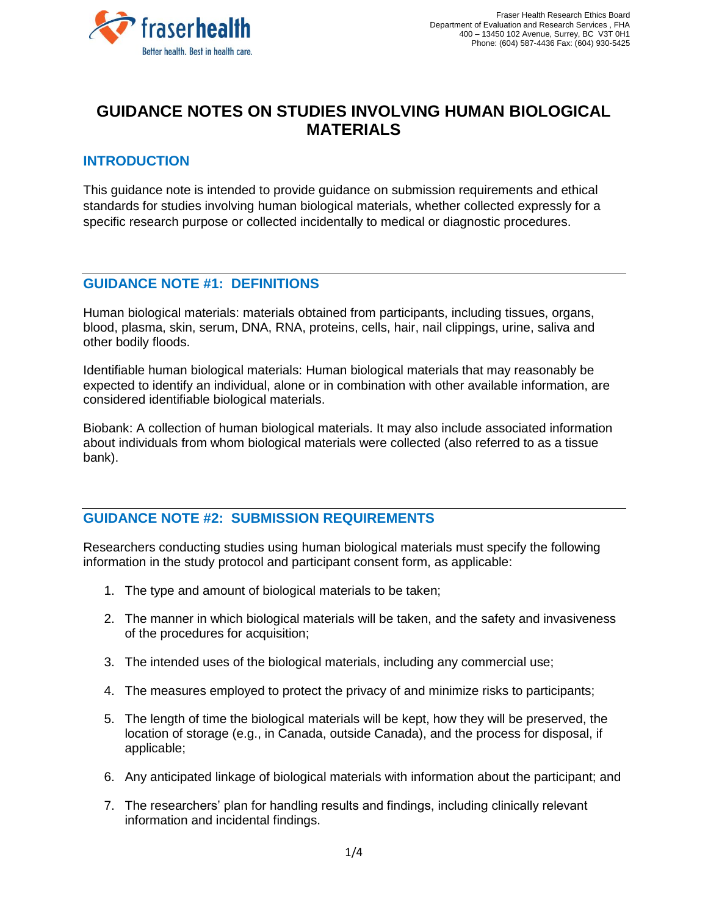Fraser Health Research Ethics Board
Department of Evaluation and Research Services , FHA
400 – 13450 102 Avenue, Surrey, BC V3T 0H1
Phone: (604) 587-4436 Fax: (604) 930-5425

# GUIDANCE NOTES ON STUDIES INVOLVING HUMAN BIOLOGICAL MATERIALS

## INTRODUCTION

This guidance note is intended to provide guidance on submission requirements and ethical standards for studies involving human biological materials, whether collected expressly for a specific research purpose or collected incidentally to medical or diagnostic procedures.

## GUIDANCE NOTE #1: DEFINITIONS

Human biological materials: materials obtained from participants, including tissues, organs, blood, plasma, skin, serum, DNA, RNA, proteins, cells, hair, nail clippings, urine, saliva and other bodily floods.

Identifiable human biological materials: Human biological materials that may reasonably be expected to identify an individual, alone or in combination with other available information, are considered identifiable biological materials.

Biobank: A collection of human biological materials. It may also include associated information about individuals from whom biological materials were collected (also referred to as a tissue bank).

## GUIDANCE NOTE #2: SUBMISSION REQUIREMENTS

Researchers conducting studies using human biological materials must specify the following information in the study protocol and participant consent form, as applicable:

1. The type and amount of biological materials to be taken;
2. The manner in which biological materials will be taken, and the safety and invasiveness of the procedures for acquisition;
3. The intended uses of the biological materials, including any commercial use;
4. The measures employed to protect the privacy of and minimize risks to participants;
5. The length of time the biological materials will be kept, how they will be preserved, the location of storage (e.g., in Canada, outside Canada), and the process for disposal, if applicable;
6. Any anticipated linkage of biological materials with information about the participant; and
7. The researchers' plan for handling results and findings, including clinically relevant information and incidental findings.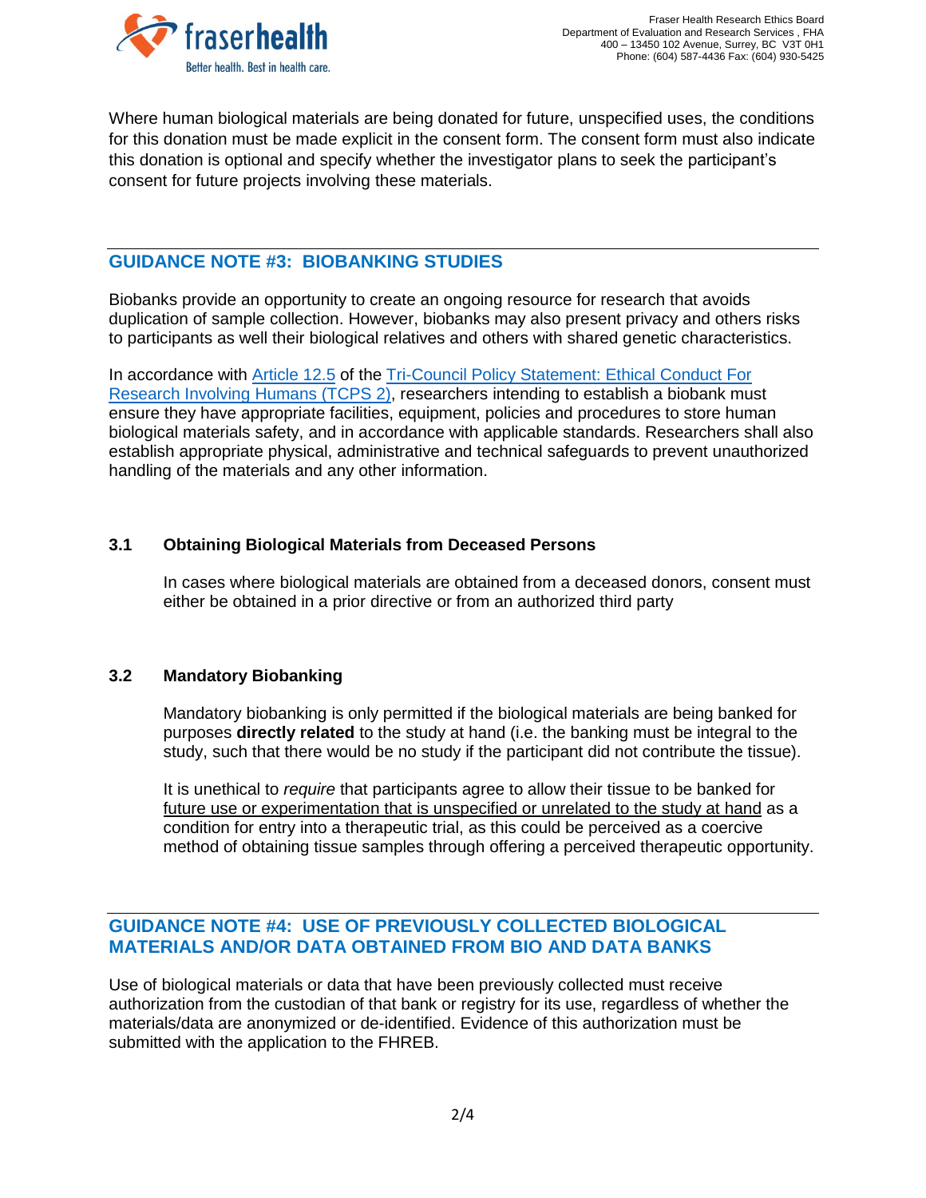Where human biological materials are being donated for future, unspecified uses, the conditions for this donation must be made explicit in the consent form. The consent form must also indicate this donation is optional and specify whether the investigator plans to seek the participant's consent for future projects involving these materials.

## GUIDANCE NOTE #3: BIOBANKING STUDIES

Biobanks provide an opportunity to create an ongoing resource for research that avoids duplication of sample collection. However, biobanks may also present privacy and others risks to participants as well their biological relatives and others with shared genetic characteristics.

In accordance with Article 12.5 of the Tri-Council Policy Statement: Ethical Conduct For Research Involving Humans (TCPS 2), researchers intending to establish a biobank must ensure they have appropriate facilities, equipment, policies and procedures to store human biological materials safety, and in accordance with applicable standards. Researchers shall also establish appropriate physical, administrative and technical safeguards to prevent unauthorized handling of the materials and any other information.

### 3.1 Obtaining Biological Materials from Deceased Persons

In cases where biological materials are obtained from a deceased donors, consent must either be obtained in a prior directive or from an authorized third party

### 3.2 Mandatory Biobanking

Mandatory biobanking is only permitted if the biological materials are being banked for purposes **directly related** to the study at hand (i.e. the banking must be integral to the study, such that there would be no study if the participant did not contribute the tissue).

It is unethical to *require* that participants agree to allow their tissue to be banked for future use or experimentation that is unspecified or unrelated to the study at hand as a condition for entry into a therapeutic trial, as this could be perceived as a coercive method of obtaining tissue samples through offering a perceived therapeutic opportunity.

## GUIDANCE NOTE #4: USE OF PREVIOUSLY COLLECTED BIOLOGICAL MATERIALS AND/OR DATA OBTAINED FROM BIO AND DATA BANKS

Use of biological materials or data that have been previously collected must receive authorization from the custodian of that bank or registry for its use, regardless of whether the materials/data are anonymized or de-identified. Evidence of this authorization must be submitted with the application to the FHREB.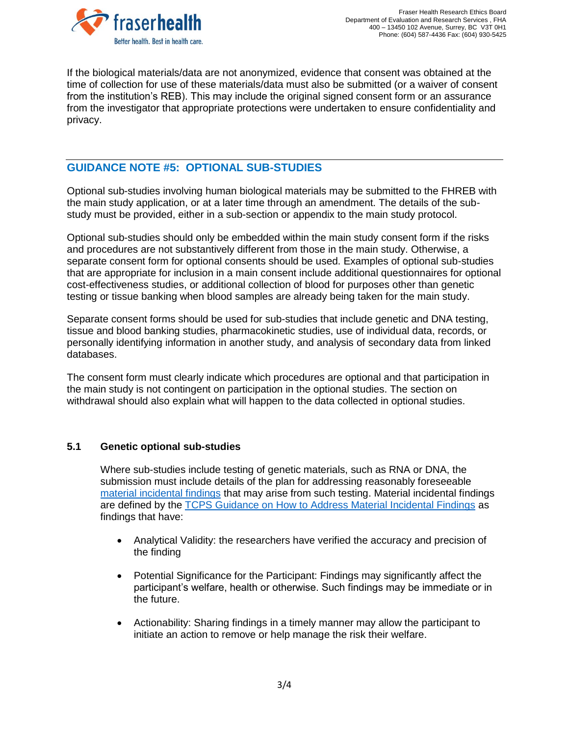If the biological materials/data are not anonymized, evidence that consent was obtained at the time of collection for use of these materials/data must also be submitted (or a waiver of consent from the institution's REB). This may include the original signed consent form or an assurance from the investigator that appropriate protections were undertaken to ensure confidentiality and privacy.

## GUIDANCE NOTE #5: OPTIONAL SUB-STUDIES

Optional sub-studies involving human biological materials may be submitted to the FHREB with the main study application, or at a later time through an amendment. The details of the sub-study must be provided, either in a sub-section or appendix to the main study protocol.

Optional sub-studies should only be embedded within the main study consent form if the risks and procedures are not substantively different from those in the main study. Otherwise, a separate consent form for optional consents should be used. Examples of optional sub-studies that are appropriate for inclusion in a main consent include additional questionnaires for optional cost-effectiveness studies, or additional collection of blood for purposes other than genetic testing or tissue banking when blood samples are already being taken for the main study.

Separate consent forms should be used for sub-studies that include genetic and DNA testing, tissue and blood banking studies, pharmacokinetic studies, use of individual data, records, or personally identifying information in another study, and analysis of secondary data from linked databases.

The consent form must clearly indicate which procedures are optional and that participation in the main study is not contingent on participation in the optional studies. The section on withdrawal should also explain what will happen to the data collected in optional studies.

### 5.1 Genetic optional sub-studies

Where sub-studies include testing of genetic materials, such as RNA or DNA, the submission must include details of the plan for addressing reasonably foreseeable material incidental findings that may arise from such testing. Material incidental findings are defined by the TCPS Guidance on How to Address Material Incidental Findings as findings that have:

- Analytical Validity: the researchers have verified the accuracy and precision of the finding
- Potential Significance for the Participant: Findings may significantly affect the participant's welfare, health or otherwise. Such findings may be immediate or in the future.
- Actionability: Sharing findings in a timely manner may allow the participant to initiate an action to remove or help manage the risk their welfare.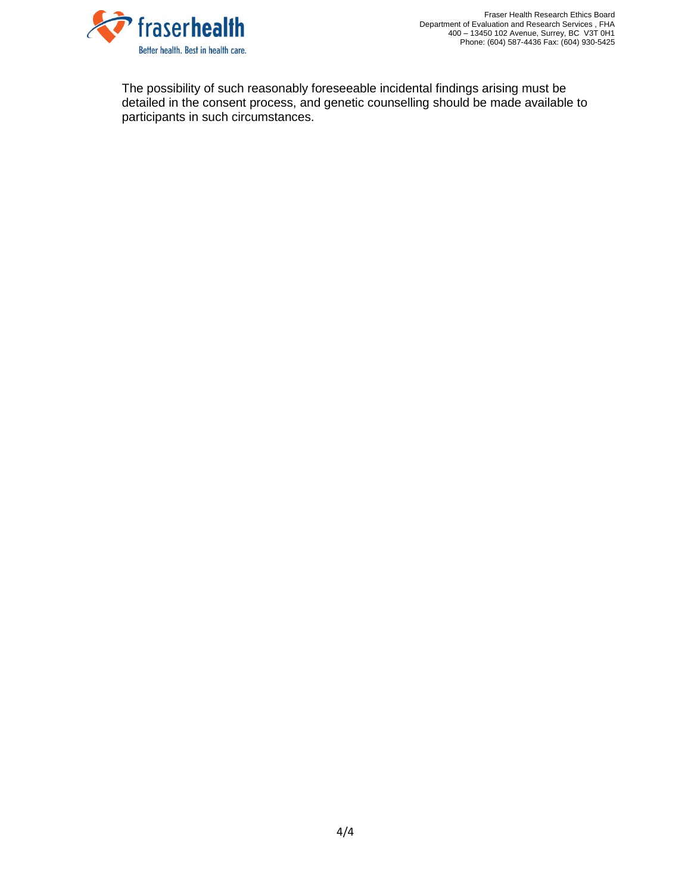The possibility of such reasonably foreseeable incidental findings arising must be detailed in the consent process, and genetic counselling should be made available to participants in such circumstances.